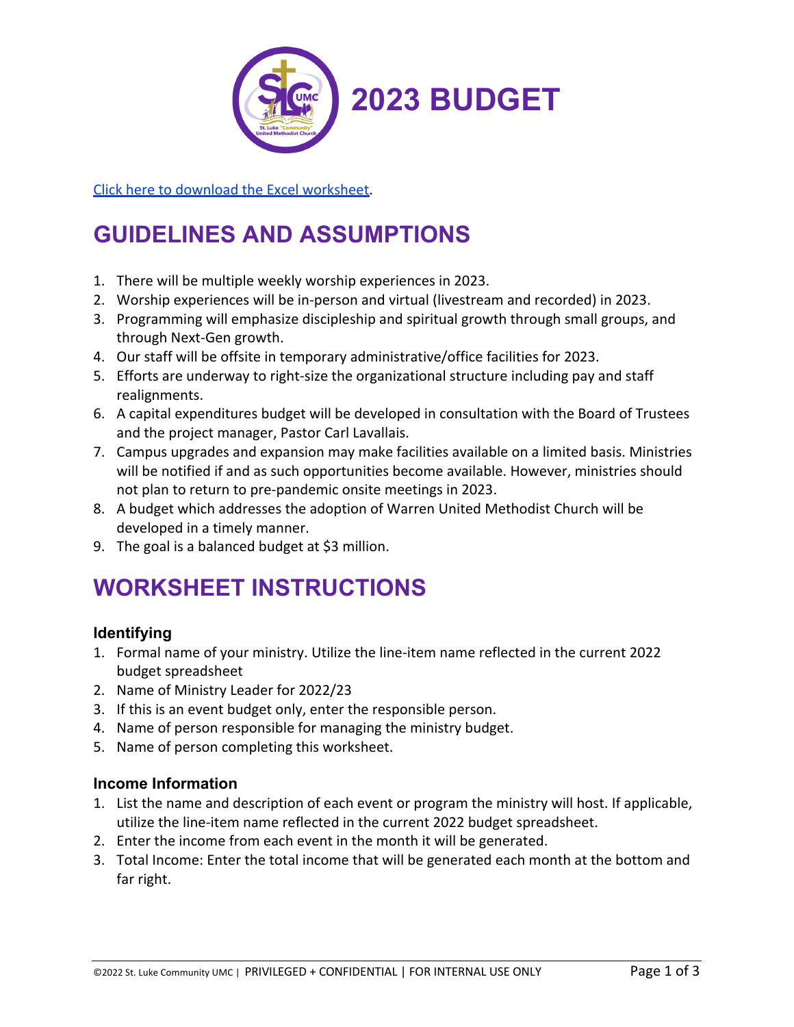# 2023 BUDGET

[Click here to download the Excel worksheet](#).

## GUIDELINES AND ASSUMPTIONS

1. There will be multiple weekly worship experiences in 2023.
2. Worship experiences will be in-person and virtual (livestream and recorded) in 2023.
3. Programming will emphasize discipleship and spiritual growth through small groups, and through Next-Gen growth.
4. Our staff will be offsite in temporary administrative/office facilities for 2023.
5. Efforts are underway to right-size the organizational structure including pay and staff realignments.
6. A capital expenditures budget will be developed in consultation with the Board of Trustees and the project manager, Pastor Carl Lavallais.
7. Campus upgrades and expansion may make facilities available on a limited basis. Ministries will be notified if and as such opportunities become available. However, ministries should not plan to return to pre-pandemic onsite meetings in 2023.
8. A budget which addresses the adoption of Warren United Methodist Church will be developed in a timely manner.
9. The goal is a balanced budget at $3 million.

## WORKSHEET INSTRUCTIONS

### Identifying

1. Formal name of your ministry. Utilize the line-item name reflected in the current 2022 budget spreadsheet
2. Name of Ministry Leader for 2022/23
3. If this is an event budget only, enter the responsible person.
4. Name of person responsible for managing the ministry budget.
5. Name of person completing this worksheet.

### Income Information

1. List the name and description of each event or program the ministry will host. If applicable, utilize the line-item name reflected in the current 2022 budget spreadsheet.
2. Enter the income from each event in the month it will be generated.
3. Total Income: Enter the total income that will be generated each month at the bottom and far right.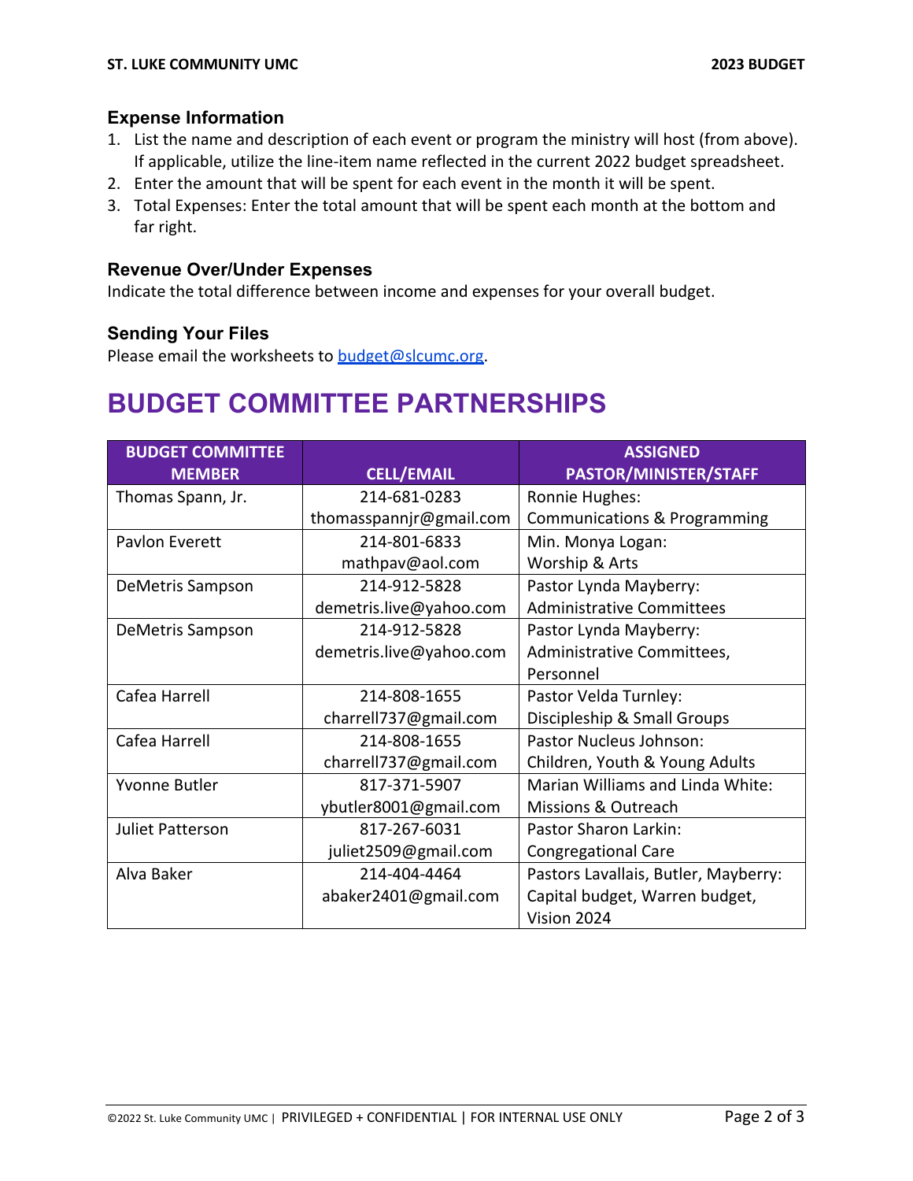### Expense Information

1. List the name and description of each event or program the ministry will host (from above). If applicable, utilize the line-item name reflected in the current 2022 budget spreadsheet.
2. Enter the amount that will be spent for each event in the month it will be spent.
3. Total Expenses: Enter the total amount that will be spent each month at the bottom and far right.

### Revenue Over/Under Expenses

Indicate the total difference between income and expenses for your overall budget.

### Sending Your Files

Please email the worksheets to [budget@slcumc.org](mailto:budget@slcumc.org).

# BUDGET COMMITTEE PARTNERSHIPS

| BUDGET COMMITTEE MEMBER | CELL/EMAIL | ASSIGNED PASTOR/MINISTER/STAFF |
|---|---|---|
| Thomas Spann, Jr. | 214-681-0283<br>thomasspannjr@gmail.com | Ronnie Hughes:<br>Communications & Programming |
| Pavlon Everett | 214-801-6833<br>mathpav@aol.com | Min. Monya Logan:<br>Worship & Arts |
| DeMetris Sampson | 214-912-5828<br>demetris.live@yahoo.com | Pastor Lynda Mayberry:<br>Administrative Committees |
| DeMetris Sampson | 214-912-5828<br>demetris.live@yahoo.com | Pastor Lynda Mayberry:<br>Administrative Committees, Personnel |
| Cafea Harrell | 214-808-1655<br>charrell737@gmail.com | Pastor Velda Turnley:<br>Discipleship & Small Groups |
| Cafea Harrell | 214-808-1655<br>charrell737@gmail.com | Pastor Nucleus Johnson:<br>Children, Youth & Young Adults |
| Yvonne Butler | 817-371-5907<br>ybutler8001@gmail.com | Marian Williams and Linda White:<br>Missions & Outreach |
| Juliet Patterson | 817-267-6031<br>juliet2509@gmail.com | Pastor Sharon Larkin:<br>Congregational Care |
| Alva Baker | 214-404-4464<br>abaker2401@gmail.com | Pastors Lavallais, Butler, Mayberry:<br>Capital budget, Warren budget, Vision 2024 |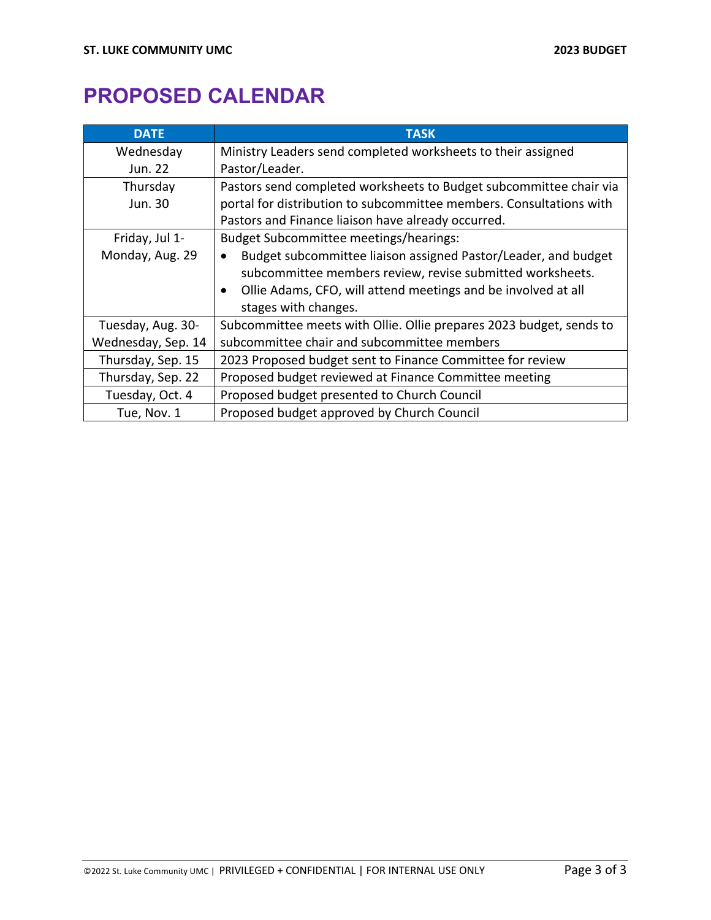# PROPOSED CALENDAR

| DATE | TASK |
|---|---|
| Wednesday Jun. 22 | Ministry Leaders send completed worksheets to their assigned Pastor/Leader. |
| Thursday Jun. 30 | Pastors send completed worksheets to Budget subcommittee chair via portal for distribution to subcommittee members. Consultations with Pastors and Finance liaison have already occurred. |
| Friday, Jul 1- Monday, Aug. 29 | Budget Subcommittee meetings/hearings: • Budget subcommittee liaison assigned Pastor/Leader, and budget subcommittee members review, revise submitted worksheets. • Ollie Adams, CFO, will attend meetings and be involved at all stages with changes. |
| Tuesday, Aug. 30- Wednesday, Sep. 14 | Subcommittee meets with Ollie. Ollie prepares 2023 budget, sends to subcommittee chair and subcommittee members |
| Thursday, Sep. 15 | 2023 Proposed budget sent to Finance Committee for review |
| Thursday, Sep. 22 | Proposed budget reviewed at Finance Committee meeting |
| Tuesday, Oct. 4 | Proposed budget presented to Church Council |
| Tue, Nov. 1 | Proposed budget approved by Church Council |